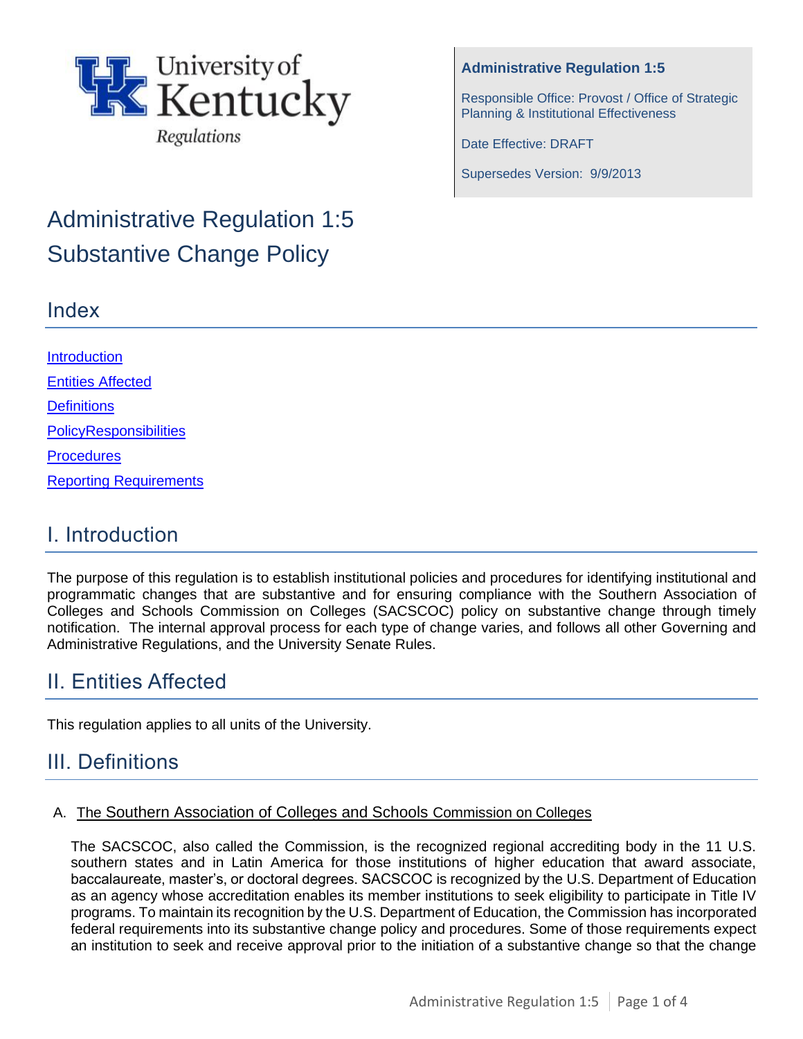University of Kentucky Regulations

**Administrative Regulation 1:5**

Responsible Office: Provost / Office of Strategic Planning & Institutional Effectiveness

Date Effective: DRAFT

Supersedes Version: 9/9/2013

# Administrative Regulation 1:5
# Substantive Change Policy

## Index

[Introduction](#)

[Entities Affected](#)

[Definitions](#)

[PolicyResponsibilities](#)

[Procedures](#)

[Reporting Requirements](#)

## I. Introduction

The purpose of this regulation is to establish institutional policies and procedures for identifying institutional and programmatic changes that are substantive and for ensuring compliance with the Southern Association of Colleges and Schools Commission on Colleges (SACSCOC) policy on substantive change through timely notification. The internal approval process for each type of change varies, and follows all other Governing and Administrative Regulations, and the University Senate Rules.

## II. Entities Affected

This regulation applies to all units of the University.

## III. Definitions

A. The Southern Association of Colleges and Schools Commission on Colleges

The SACSCOC, also called the Commission, is the recognized regional accrediting body in the 11 U.S. southern states and in Latin America for those institutions of higher education that award associate, baccalaureate, master's, or doctoral degrees. SACSCOC is recognized by the U.S. Department of Education as an agency whose accreditation enables its member institutions to seek eligibility to participate in Title IV programs. To maintain its recognition by the U.S. Department of Education, the Commission has incorporated federal requirements into its substantive change policy and procedures. Some of those requirements expect an institution to seek and receive approval prior to the initiation of a substantive change so that the change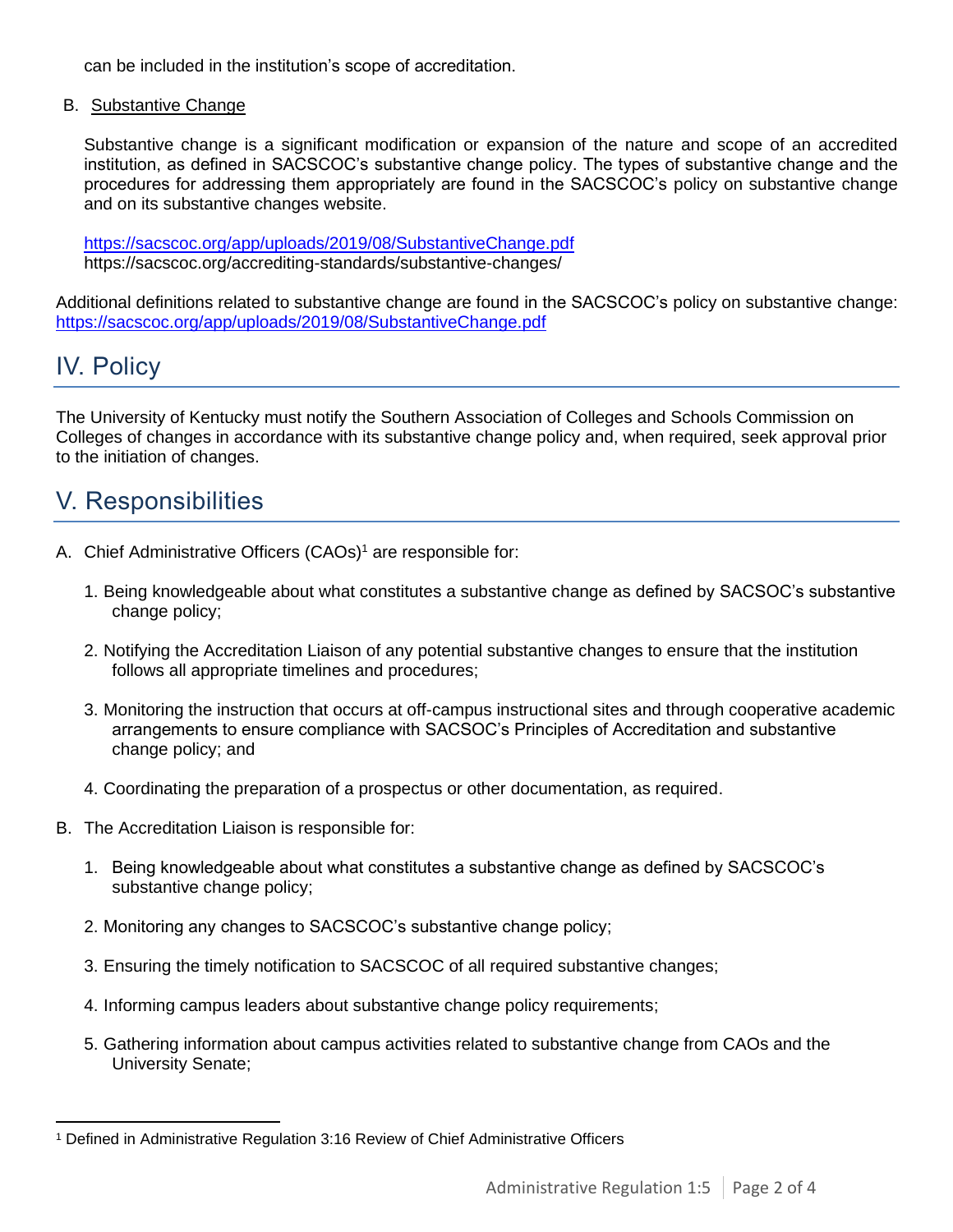can be included in the institution's scope of accreditation.

B. Substantive Change

Substantive change is a significant modification or expansion of the nature and scope of an accredited institution, as defined in SACSCOC's substantive change policy. The types of substantive change and the procedures for addressing them appropriately are found in the SACSCOC's policy on substantive change and on its substantive changes website.

https://sacscoc.org/app/uploads/2019/08/SubstantiveChange.pdf
https://sacscoc.org/accrediting-standards/substantive-changes/

Additional definitions related to substantive change are found in the SACSCOC's policy on substantive change: https://sacscoc.org/app/uploads/2019/08/SubstantiveChange.pdf

## IV. Policy

The University of Kentucky must notify the Southern Association of Colleges and Schools Commission on Colleges of changes in accordance with its substantive change policy and, when required, seek approval prior to the initiation of changes.

## V. Responsibilities

A. Chief Administrative Officers (CAOs)[1] are responsible for:

1. Being knowledgeable about what constitutes a substantive change as defined by SACSOC's substantive change policy;
2. Notifying the Accreditation Liaison of any potential substantive changes to ensure that the institution follows all appropriate timelines and procedures;
3. Monitoring the instruction that occurs at off-campus instructional sites and through cooperative academic arrangements to ensure compliance with SACSOC's Principles of Accreditation and substantive change policy; and
4. Coordinating the preparation of a prospectus or other documentation, as required.

B. The Accreditation Liaison is responsible for:

1. Being knowledgeable about what constitutes a substantive change as defined by SACSCOC's substantive change policy;
2. Monitoring any changes to SACSCOC's substantive change policy;
3. Ensuring the timely notification to SACSCOC of all required substantive changes;
4. Informing campus leaders about substantive change policy requirements;
5. Gathering information about campus activities related to substantive change from CAOs and the University Senate;

[1] Defined in Administrative Regulation 3:16 Review of Chief Administrative Officers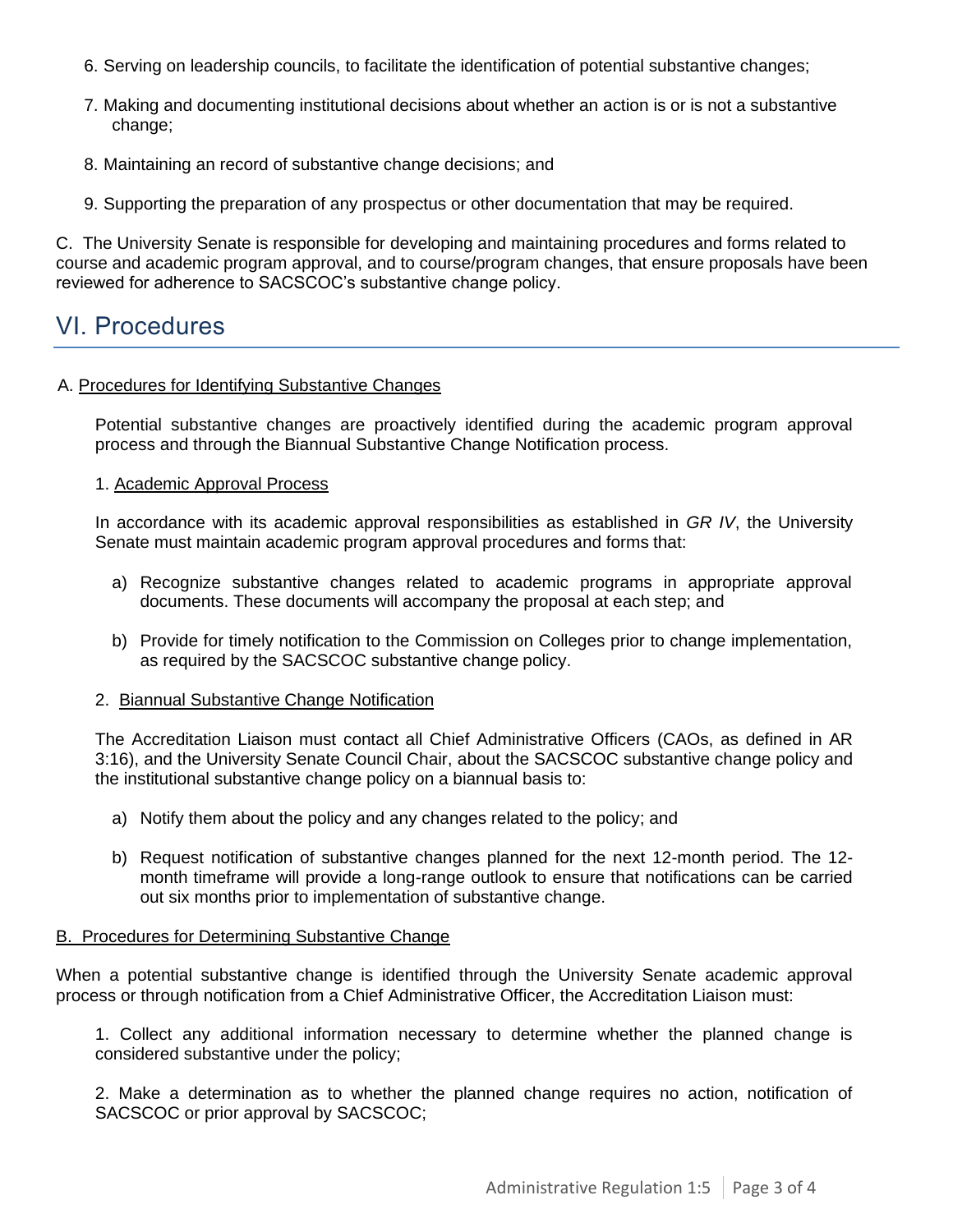6. Serving on leadership councils, to facilitate the identification of potential substantive changes;

7. Making and documenting institutional decisions about whether an action is or is not a substantive change;

8. Maintaining an record of substantive change decisions; and

9. Supporting the preparation of any prospectus or other documentation that may be required.

C. The University Senate is responsible for developing and maintaining procedures and forms related to course and academic program approval, and to course/program changes, that ensure proposals have been reviewed for adherence to SACSCOC's substantive change policy.

## VI. Procedures

A. Procedures for Identifying Substantive Changes

Potential substantive changes are proactively identified during the academic program approval process and through the Biannual Substantive Change Notification process.

1. Academic Approval Process

In accordance with its academic approval responsibilities as established in *GR IV*, the University Senate must maintain academic program approval procedures and forms that:

a) Recognize substantive changes related to academic programs in appropriate approval documents. These documents will accompany the proposal at each step; and

b) Provide for timely notification to the Commission on Colleges prior to change implementation, as required by the SACSCOC substantive change policy.

2. Biannual Substantive Change Notification

The Accreditation Liaison must contact all Chief Administrative Officers (CAOs, as defined in AR 3:16), and the University Senate Council Chair, about the SACSCOC substantive change policy and the institutional substantive change policy on a biannual basis to:

a) Notify them about the policy and any changes related to the policy; and

b) Request notification of substantive changes planned for the next 12-month period. The 12-month timeframe will provide a long-range outlook to ensure that notifications can be carried out six months prior to implementation of substantive change.

B. Procedures for Determining Substantive Change

When a potential substantive change is identified through the University Senate academic approval process or through notification from a Chief Administrative Officer, the Accreditation Liaison must:

1. Collect any additional information necessary to determine whether the planned change is considered substantive under the policy;

2. Make a determination as to whether the planned change requires no action, notification of SACSCOC or prior approval by SACSCOC;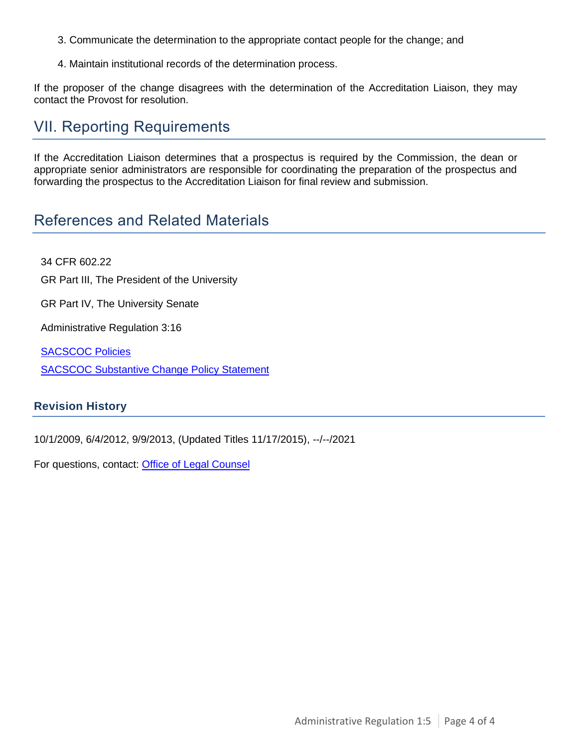3. Communicate the determination to the appropriate contact people for the change; and
4. Maintain institutional records of the determination process.

If the proposer of the change disagrees with the determination of the Accreditation Liaison, they may contact the Provost for resolution.

## VII. Reporting Requirements

If the Accreditation Liaison determines that a prospectus is required by the Commission, the dean or appropriate senior administrators are responsible for coordinating the preparation of the prospectus and forwarding the prospectus to the Accreditation Liaison for final review and submission.

## References and Related Materials

34 CFR 602.22

GR Part III, The President of the University

GR Part IV, The University Senate

Administrative Regulation 3:16

SACSCOC Policies

SACSCOC Substantive Change Policy Statement

### Revision History

10/1/2009, 6/4/2012, 9/9/2013, (Updated Titles 11/17/2015), --/--/2021

For questions, contact: Office of Legal Counsel